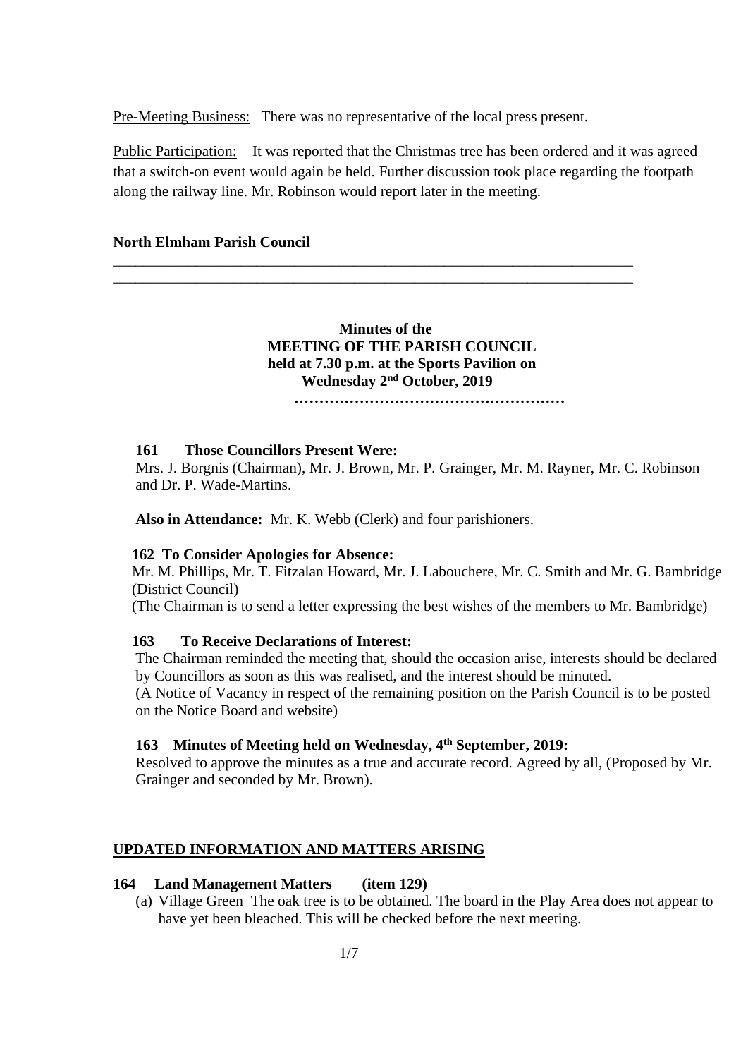Pre-Meeting Business: There was no representative of the local press present.

Public Participation: It was reported that the Christmas tree has been ordered and it was agreed that a switch-on event would again be held. Further discussion took place regarding the footpath along the railway line. Mr. Robinson would report later in the meeting.

**North Elmham Parish Council**

---

**Minutes of the**
**MEETING OF THE PARISH COUNCIL**
**held at 7.30 p.m. at the Sports Pavilion on**
**Wednesday 2nd October, 2019**

**………………………………………………**

**161 Those Councillors Present Were:**

Mrs. J. Borgnis (Chairman), Mr. J. Brown, Mr. P. Grainger, Mr. M. Rayner, Mr. C. Robinson and Dr. P. Wade-Martins.

**Also in Attendance:** Mr. K. Webb (Clerk) and four parishioners.

**162 To Consider Apologies for Absence:**

Mr. M. Phillips, Mr. T. Fitzalan Howard, Mr. J. Labouchere, Mr. C. Smith and Mr. G. Bambridge (District Council)
(The Chairman is to send a letter expressing the best wishes of the members to Mr. Bambridge)

**163 To Receive Declarations of Interest:**

The Chairman reminded the meeting that, should the occasion arise, interests should be declared by Councillors as soon as this was realised, and the interest should be minuted.
(A Notice of Vacancy in respect of the remaining position on the Parish Council is to be posted on the Notice Board and website)

**163 Minutes of Meeting held on Wednesday, 4th September, 2019:**

Resolved to approve the minutes as a true and accurate record. Agreed by all, (Proposed by Mr. Grainger and seconded by Mr. Brown).

**UPDATED INFORMATION AND MATTERS ARISING**

**164 Land Management Matters (item 129)**

(a) Village Green The oak tree is to be obtained. The board in the Play Area does not appear to have yet been bleached. This will be checked before the next meeting.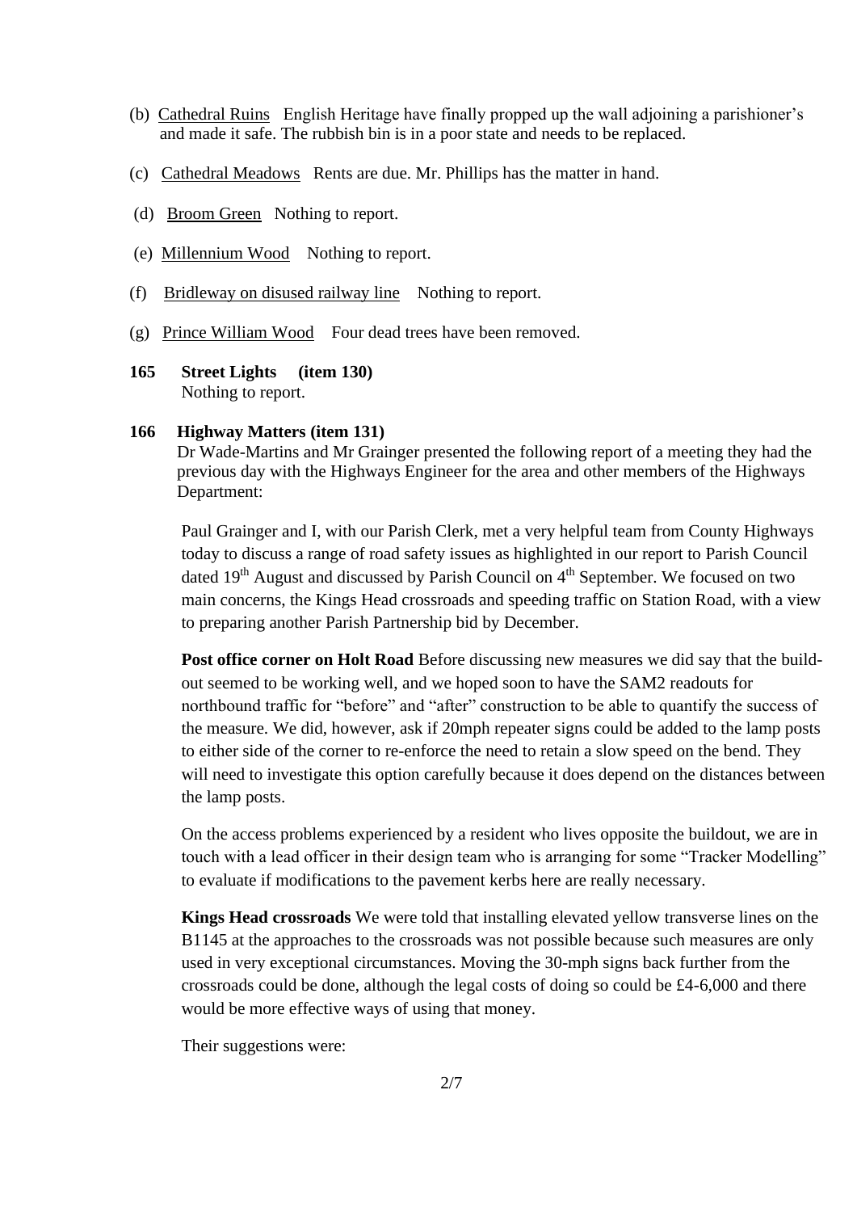(b) Cathedral Ruins English Heritage have finally propped up the wall adjoining a parishioner's and made it safe. The rubbish bin is in a poor state and needs to be replaced.

(c) Cathedral Meadows Rents are due. Mr. Phillips has the matter in hand.

(d) Broom Green Nothing to report.

(e) Millennium Wood Nothing to report.

(f) Bridleway on disused railway line Nothing to report.

(g) Prince William Wood Four dead trees have been removed.

**165 Street Lights (item 130)**
Nothing to report.

**166 Highway Matters (item 131)**
Dr Wade-Martins and Mr Grainger presented the following report of a meeting they had the previous day with the Highways Engineer for the area and other members of the Highways Department:

Paul Grainger and I, with our Parish Clerk, met a very helpful team from County Highways today to discuss a range of road safety issues as highlighted in our report to Parish Council dated 19th August and discussed by Parish Council on 4th September. We focused on two main concerns, the Kings Head crossroads and speeding traffic on Station Road, with a view to preparing another Parish Partnership bid by December.

**Post office corner on Holt Road** Before discussing new measures we did say that the build-out seemed to be working well, and we hoped soon to have the SAM2 readouts for northbound traffic for "before" and "after" construction to be able to quantify the success of the measure. We did, however, ask if 20mph repeater signs could be added to the lamp posts to either side of the corner to re-enforce the need to retain a slow speed on the bend. They will need to investigate this option carefully because it does depend on the distances between the lamp posts.

On the access problems experienced by a resident who lives opposite the buildout, we are in touch with a lead officer in their design team who is arranging for some "Tracker Modelling" to evaluate if modifications to the pavement kerbs here are really necessary.

**Kings Head crossroads** We were told that installing elevated yellow transverse lines on the B1145 at the approaches to the crossroads was not possible because such measures are only used in very exceptional circumstances. Moving the 30-mph signs back further from the crossroads could be done, although the legal costs of doing so could be £4-6,000 and there would be more effective ways of using that money.

Their suggestions were: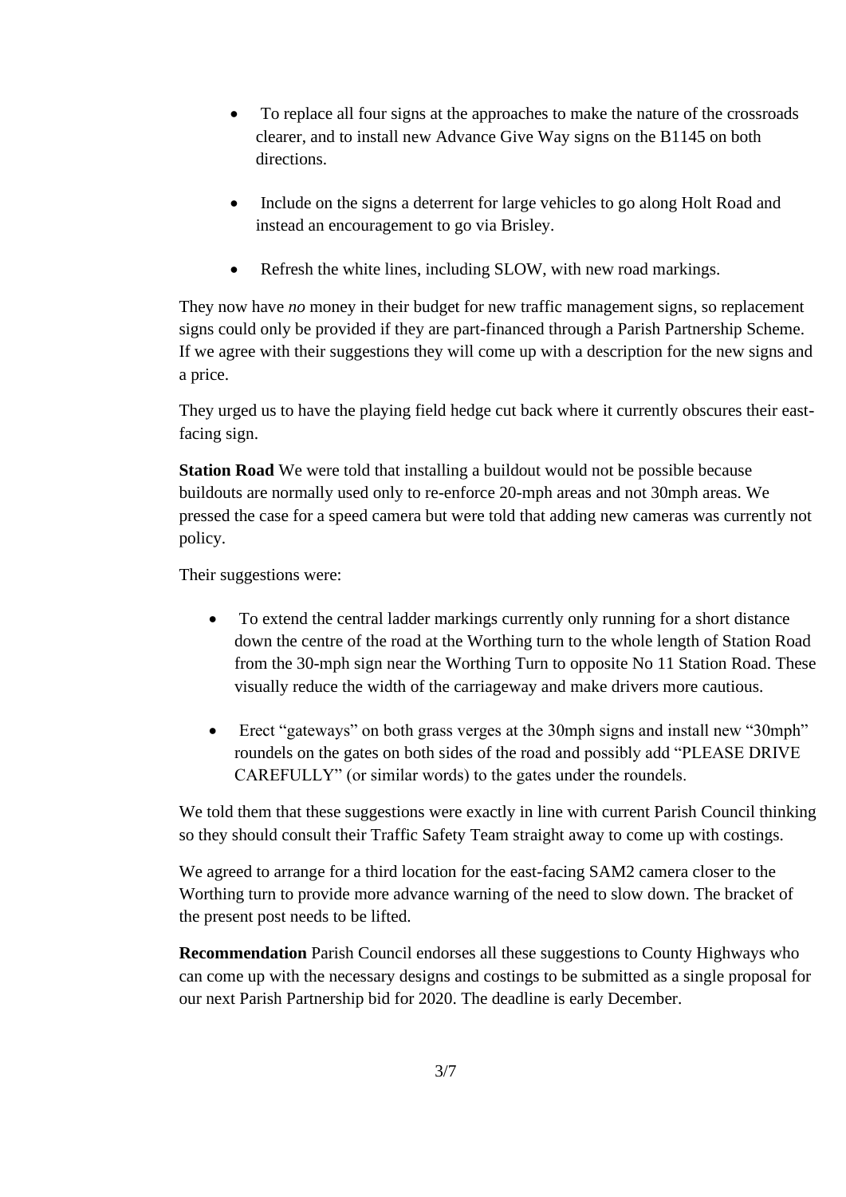- To replace all four signs at the approaches to make the nature of the crossroads clearer, and to install new Advance Give Way signs on the B1145 on both directions.
- Include on the signs a deterrent for large vehicles to go along Holt Road and instead an encouragement to go via Brisley.
- Refresh the white lines, including SLOW, with new road markings.

They now have *no* money in their budget for new traffic management signs, so replacement signs could only be provided if they are part-financed through a Parish Partnership Scheme. If we agree with their suggestions they will come up with a description for the new signs and a price.

They urged us to have the playing field hedge cut back where it currently obscures their east-facing sign.

**Station Road** We were told that installing a buildout would not be possible because buildouts are normally used only to re-enforce 20-mph areas and not 30mph areas. We pressed the case for a speed camera but were told that adding new cameras was currently not policy.

Their suggestions were:

- To extend the central ladder markings currently only running for a short distance down the centre of the road at the Worthing turn to the whole length of Station Road from the 30-mph sign near the Worthing Turn to opposite No 11 Station Road. These visually reduce the width of the carriageway and make drivers more cautious.
- Erect "gateways" on both grass verges at the 30mph signs and install new "30mph" roundels on the gates on both sides of the road and possibly add "PLEASE DRIVE CAREFULLY" (or similar words) to the gates under the roundels.

We told them that these suggestions were exactly in line with current Parish Council thinking so they should consult their Traffic Safety Team straight away to come up with costings.

We agreed to arrange for a third location for the east-facing SAM2 camera closer to the Worthing turn to provide more advance warning of the need to slow down. The bracket of the present post needs to be lifted.

**Recommendation** Parish Council endorses all these suggestions to County Highways who can come up with the necessary designs and costings to be submitted as a single proposal for our next Parish Partnership bid for 2020. The deadline is early December.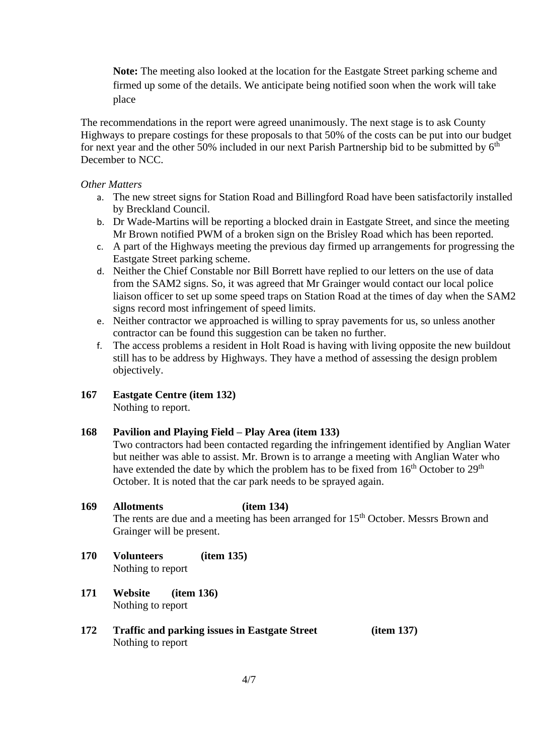**Note:** The meeting also looked at the location for the Eastgate Street parking scheme and firmed up some of the details. We anticipate being notified soon when the work will take place

The recommendations in the report were agreed unanimously. The next stage is to ask County Highways to prepare costings for these proposals to that 50% of the costs can be put into our budget for next year and the other 50% included in our next Parish Partnership bid to be submitted by 6th December to NCC.

*Other Matters*

a. The new street signs for Station Road and Billingford Road have been satisfactorily installed by Breckland Council.
b. Dr Wade-Martins will be reporting a blocked drain in Eastgate Street, and since the meeting Mr Brown notified PWM of a broken sign on the Brisley Road which has been reported.
c. A part of the Highways meeting the previous day firmed up arrangements for progressing the Eastgate Street parking scheme.
d. Neither the Chief Constable nor Bill Borrett have replied to our letters on the use of data from the SAM2 signs. So, it was agreed that Mr Grainger would contact our local police liaison officer to set up some speed traps on Station Road at the times of day when the SAM2 signs record most infringement of speed limits.
e. Neither contractor we approached is willing to spray pavements for us, so unless another contractor can be found this suggestion can be taken no further.
f. The access problems a resident in Holt Road is having with living opposite the new buildout still has to be address by Highways. They have a method of assessing the design problem objectively.

**167 Eastgate Centre (item 132)**
Nothing to report.

**168 Pavilion and Playing Field – Play Area (item 133)**
Two contractors had been contacted regarding the infringement identified by Anglian Water but neither was able to assist. Mr. Brown is to arrange a meeting with Anglian Water who have extended the date by which the problem has to be fixed from 16th October to 29th October. It is noted that the car park needs to be sprayed again.

**169 Allotments (item 134)**
The rents are due and a meeting has been arranged for 15th October. Messrs Brown and Grainger will be present.

**170 Volunteers (item 135)**
Nothing to report

**171 Website (item 136)**
Nothing to report

**172 Traffic and parking issues in Eastgate Street (item 137)**
Nothing to report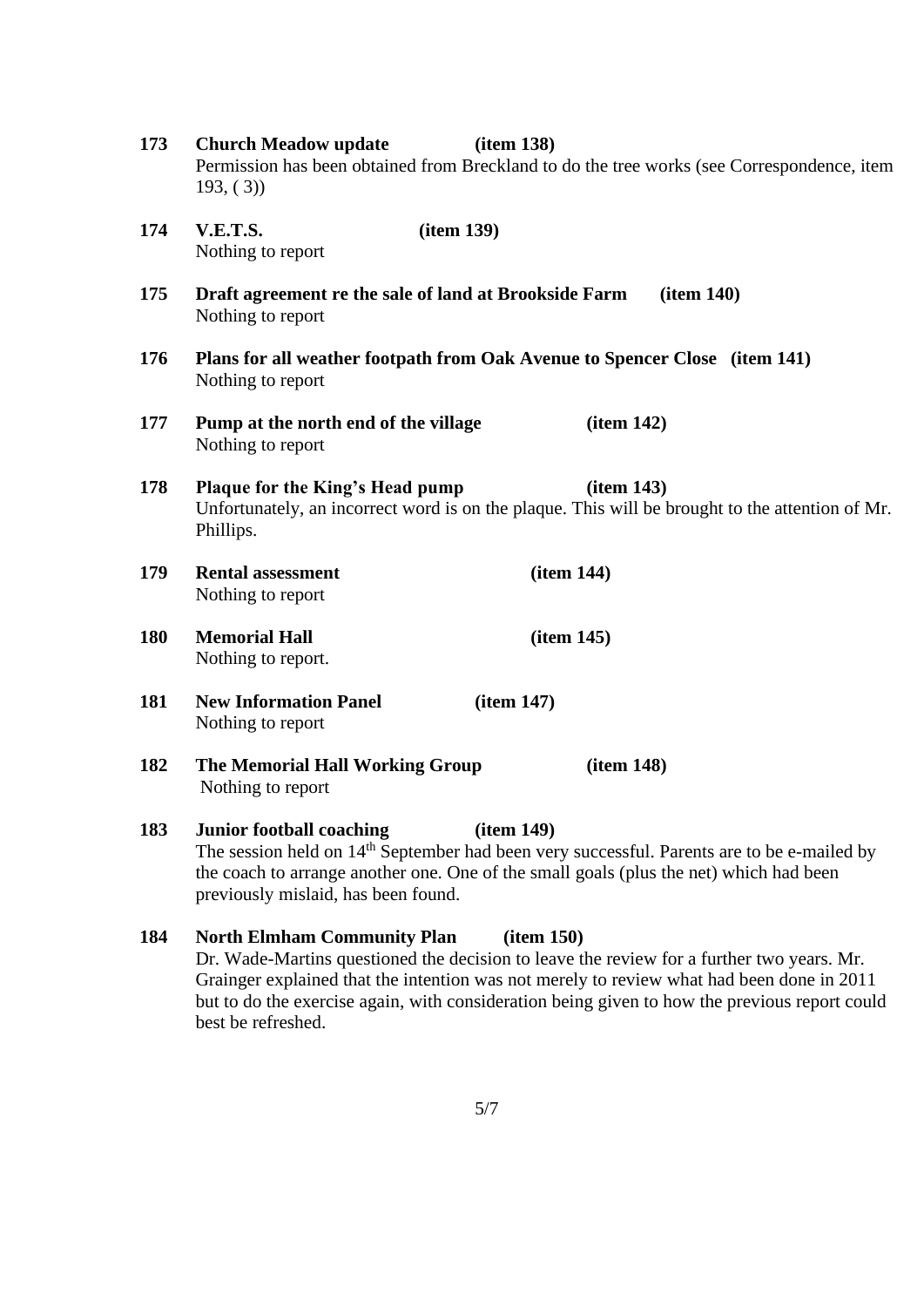**173 Church Meadow update (item 138)**
Permission has been obtained from Breckland to do the tree works (see Correspondence, item 193, ( 3))

**174 V.E.T.S. (item 139)**
Nothing to report

**175 Draft agreement re the sale of land at Brookside Farm (item 140)**
Nothing to report

**176 Plans for all weather footpath from Oak Avenue to Spencer Close (item 141)**
Nothing to report

**177 Pump at the north end of the village (item 142)**
Nothing to report

**178 Plaque for the King's Head pump (item 143)**
Unfortunately, an incorrect word is on the plaque. This will be brought to the attention of Mr. Phillips.

**179 Rental assessment (item 144)**
Nothing to report

**180 Memorial Hall (item 145)**
Nothing to report.

**181 New Information Panel (item 147)**
Nothing to report

**182 The Memorial Hall Working Group (item 148)**
Nothing to report

**183 Junior football coaching (item 149)**
The session held on 14th September had been very successful. Parents are to be e-mailed by the coach to arrange another one. One of the small goals (plus the net) which had been previously mislaid, has been found.

**184 North Elmham Community Plan (item 150)**
Dr. Wade-Martins questioned the decision to leave the review for a further two years. Mr. Grainger explained that the intention was not merely to review what had been done in 2011 but to do the exercise again, with consideration being given to how the previous report could best be refreshed.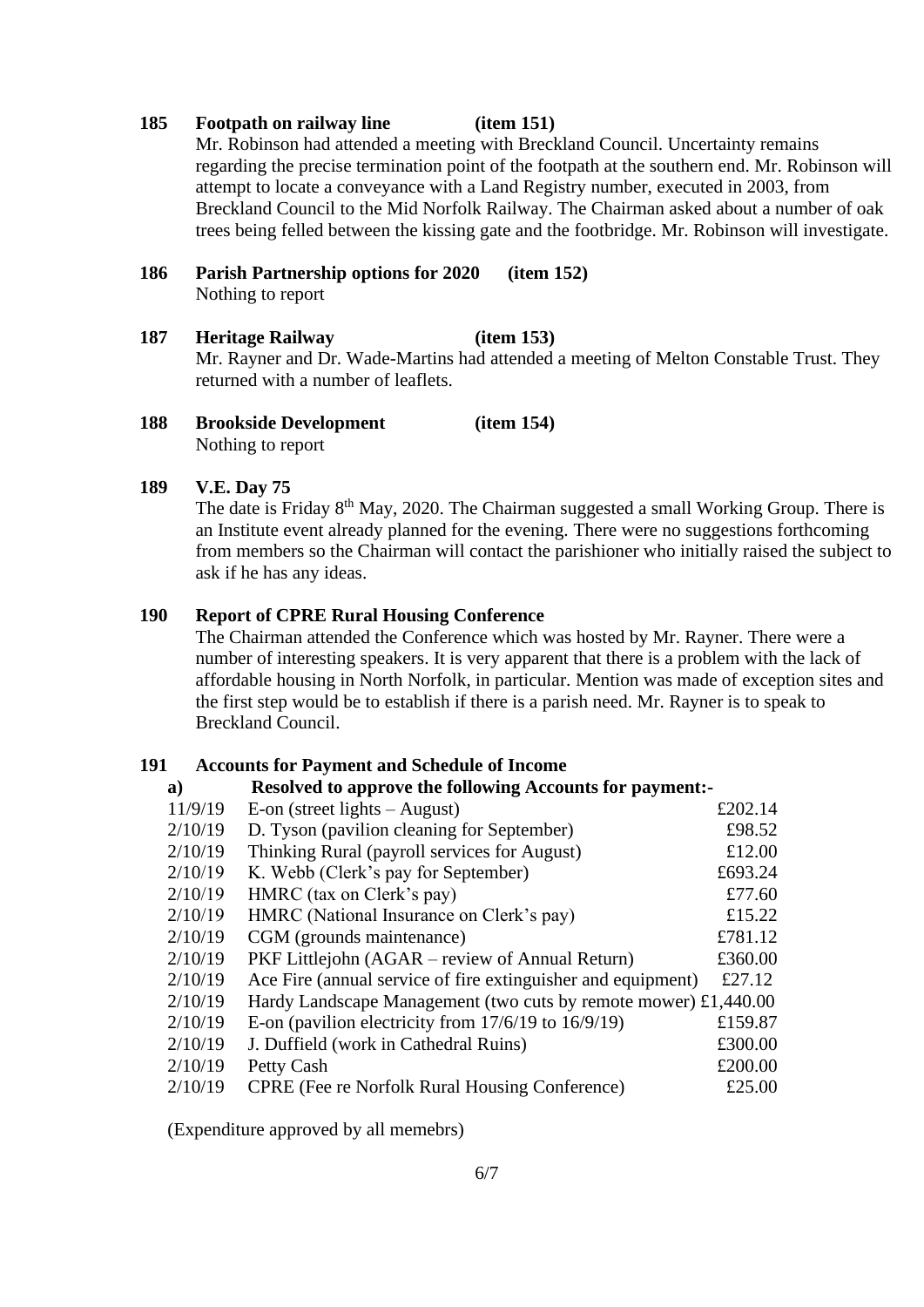**185 Footpath on railway line (item 151)**

Mr. Robinson had attended a meeting with Breckland Council. Uncertainty remains regarding the precise termination point of the footpath at the southern end. Mr. Robinson will attempt to locate a conveyance with a Land Registry number, executed in 2003, from Breckland Council to the Mid Norfolk Railway. The Chairman asked about a number of oak trees being felled between the kissing gate and the footbridge. Mr. Robinson will investigate.

**186 Parish Partnership options for 2020 (item 152)**

Nothing to report

**187 Heritage Railway (item 153)**

Mr. Rayner and Dr. Wade-Martins had attended a meeting of Melton Constable Trust. They returned with a number of leaflets.

**188 Brookside Development (item 154)**

Nothing to report

**189 V.E. Day 75**

The date is Friday 8th May, 2020. The Chairman suggested a small Working Group. There is an Institute event already planned for the evening. There were no suggestions forthcoming from members so the Chairman will contact the parishioner who initially raised the subject to ask if he has any ideas.

**190 Report of CPRE Rural Housing Conference**

The Chairman attended the Conference which was hosted by Mr. Rayner. There were a number of interesting speakers. It is very apparent that there is a problem with the lack of affordable housing in North Norfolk, in particular. Mention was made of exception sites and the first step would be to establish if there is a parish need. Mr. Rayner is to speak to Breckland Council.

**191 Accounts for Payment and Schedule of Income**

**a) Resolved to approve the following Accounts for payment:-**

| Date | Payee | Amount |
|---|---|---|
| 11/9/19 | E-on (street lights – August) | £202.14 |
| 2/10/19 | D. Tyson (pavilion cleaning for September) | £98.52 |
| 2/10/19 | Thinking Rural (payroll services for August) | £12.00 |
| 2/10/19 | K. Webb (Clerk's pay for September) | £693.24 |
| 2/10/19 | HMRC (tax on Clerk's pay) | £77.60 |
| 2/10/19 | HMRC (National Insurance on Clerk's pay) | £15.22 |
| 2/10/19 | CGM (grounds maintenance) | £781.12 |
| 2/10/19 | PKF Littlejohn (AGAR – review of Annual Return) | £360.00 |
| 2/10/19 | Ace Fire (annual service of fire extinguisher and equipment) | £27.12 |
| 2/10/19 | Hardy Landscape Management (two cuts by remote mower) | £1,440.00 |
| 2/10/19 | E-on (pavilion electricity from 17/6/19 to 16/9/19) | £159.87 |
| 2/10/19 | J. Duffield (work in Cathedral Ruins) | £300.00 |
| 2/10/19 | Petty Cash | £200.00 |
| 2/10/19 | CPRE (Fee re Norfolk Rural Housing Conference) | £25.00 |

(Expenditure approved by all memebrs)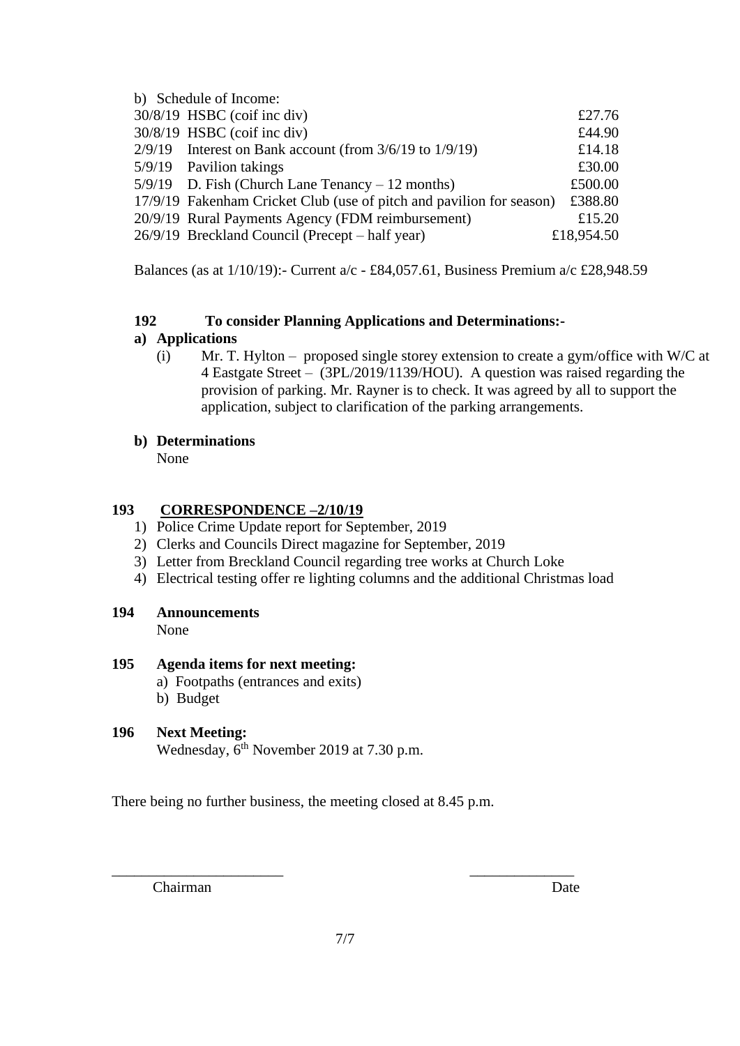b) Schedule of Income:

| | | |
|---|---|---|
| 30/8/19 | HSBC (coif inc div) | £27.76 |
| 30/8/19 | HSBC (coif inc div) | £44.90 |
| 2/9/19 | Interest on Bank account (from 3/6/19 to 1/9/19) | £14.18 |
| 5/9/19 | Pavilion takings | £30.00 |
| 5/9/19 | D. Fish (Church Lane Tenancy – 12 months) | £500.00 |
| 17/9/19 | Fakenham Cricket Club (use of pitch and pavilion for season) | £388.80 |
| 20/9/19 | Rural Payments Agency (FDM reimbursement) | £15.20 |
| 26/9/19 | Breckland Council (Precept – half year) | £18,954.50 |

Balances (as at 1/10/19):- Current a/c - £84,057.61, Business Premium a/c £28,948.59

**192 To consider Planning Applications and Determinations:-**

**a) Applications**

(i) Mr. T. Hylton – proposed single storey extension to create a gym/office with W/C at 4 Eastgate Street – (3PL/2019/1139/HOU). A question was raised regarding the provision of parking. Mr. Rayner is to check. It was agreed by all to support the application, subject to clarification of the parking arrangements.

**b) Determinations**

None

**193 CORRESPONDENCE –2/10/19**

1) Police Crime Update report for September, 2019
2) Clerks and Councils Direct magazine for September, 2019
3) Letter from Breckland Council regarding tree works at Church Loke
4) Electrical testing offer re lighting columns and the additional Christmas load

**194 Announcements**

None

**195 Agenda items for next meeting:**

a) Footpaths (entrances and exits)
b) Budget

**196 Next Meeting:**

Wednesday, 6th November 2019 at 7.30 p.m.

There being no further business, the meeting closed at 8.45 p.m.

_______________________ ______________

Chairman Date